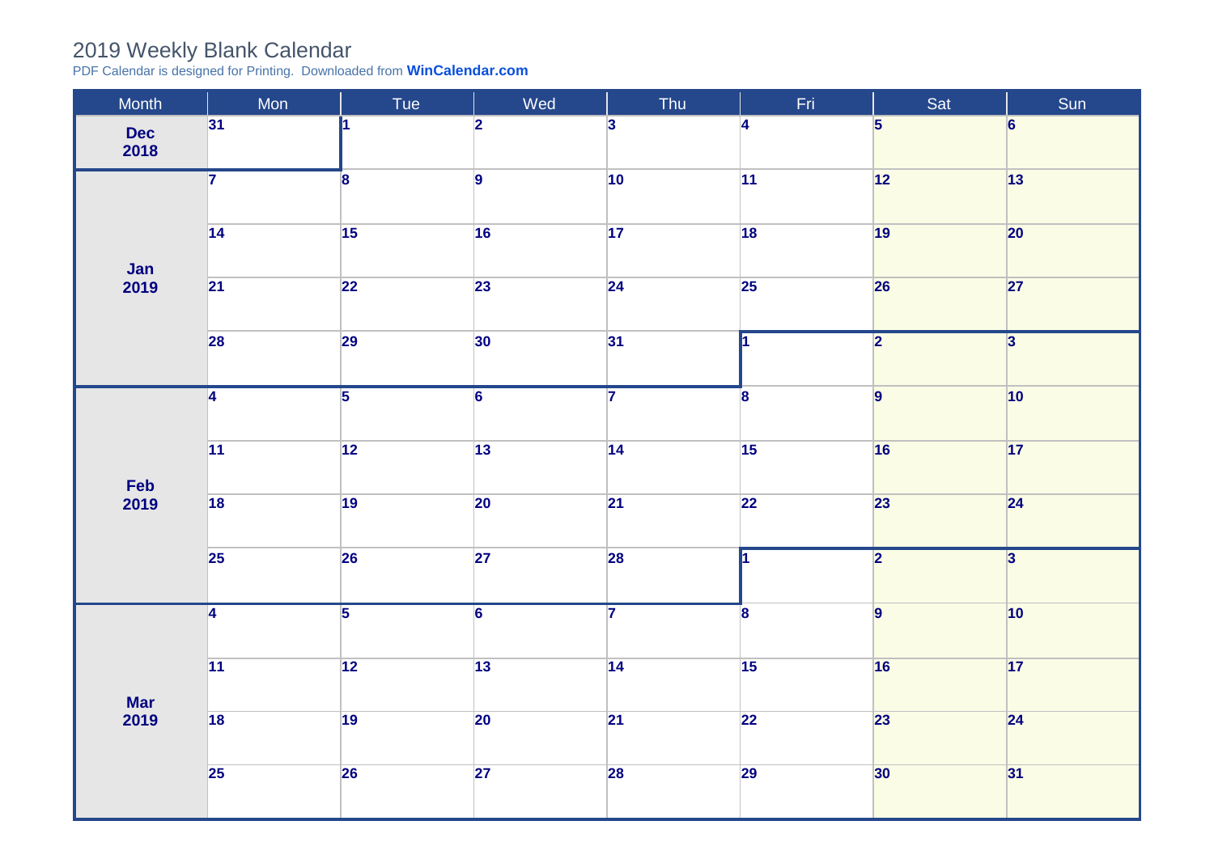# 2019 Weekly Blank Calendar

PDF Calendar is designed for Printing. Downloaded from **WinCalendar.com**

| Month | Mon | Tue | Wed | Thu | Fri | Sat | Sun |
|---|---|---|---|---|---|---|---|
| **Dec 2018** | 31 | 1 | 2 | 3 | 4 | 5 | 6 |
| **Jan 2019** | 7 | 8 | 9 | 10 | 11 | 12 | 13 |
| | 14 | 15 | 16 | 17 | 18 | 19 | 20 |
| | 21 | 22 | 23 | 24 | 25 | 26 | 27 |
| | 28 | 29 | 30 | 31 | 1 | 2 | 3 |
| **Feb 2019** | 4 | 5 | 6 | 7 | 8 | 9 | 10 |
| | 11 | 12 | 13 | 14 | 15 | 16 | 17 |
| | 18 | 19 | 20 | 21 | 22 | 23 | 24 |
| | 25 | 26 | 27 | 28 | 1 | 2 | 3 |
| **Mar 2019** | 4 | 5 | 6 | 7 | 8 | 9 | 10 |
| | 11 | 12 | 13 | 14 | 15 | 16 | 17 |
| | 18 | 19 | 20 | 21 | 22 | 23 | 24 |
| | 25 | 26 | 27 | 28 | 29 | 30 | 31 |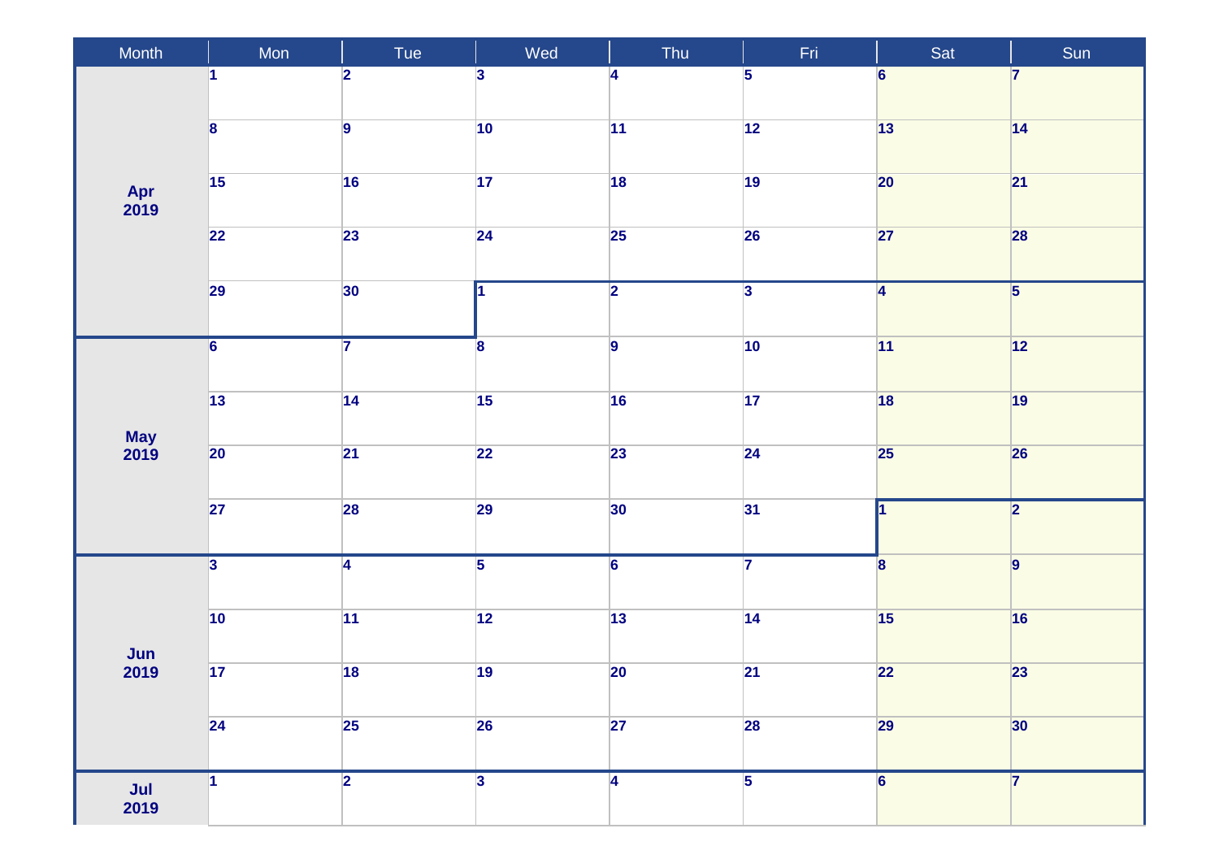| Month | Mon | Tue | Wed | Thu | Fri | Sat | Sun |
|---|---|---|---|---|---|---|---|
| Apr 2019 | 1 | 2 | 3 | 4 | 5 | 6 | 7 |
| | 8 | 9 | 10 | 11 | 12 | 13 | 14 |
| | 15 | 16 | 17 | 18 | 19 | 20 | 21 |
| | 22 | 23 | 24 | 25 | 26 | 27 | 28 |
| | 29 | 30 | 1 | 2 | 3 | 4 | 5 |
| May 2019 | 6 | 7 | 8 | 9 | 10 | 11 | 12 |
| | 13 | 14 | 15 | 16 | 17 | 18 | 19 |
| | 20 | 21 | 22 | 23 | 24 | 25 | 26 |
| | 27 | 28 | 29 | 30 | 31 | 1 | 2 |
| Jun 2019 | 3 | 4 | 5 | 6 | 7 | 8 | 9 |
| | 10 | 11 | 12 | 13 | 14 | 15 | 16 |
| | 17 | 18 | 19 | 20 | 21 | 22 | 23 |
| | 24 | 25 | 26 | 27 | 28 | 29 | 30 |
| Jul 2019 | 1 | 2 | 3 | 4 | 5 | 6 | 7 |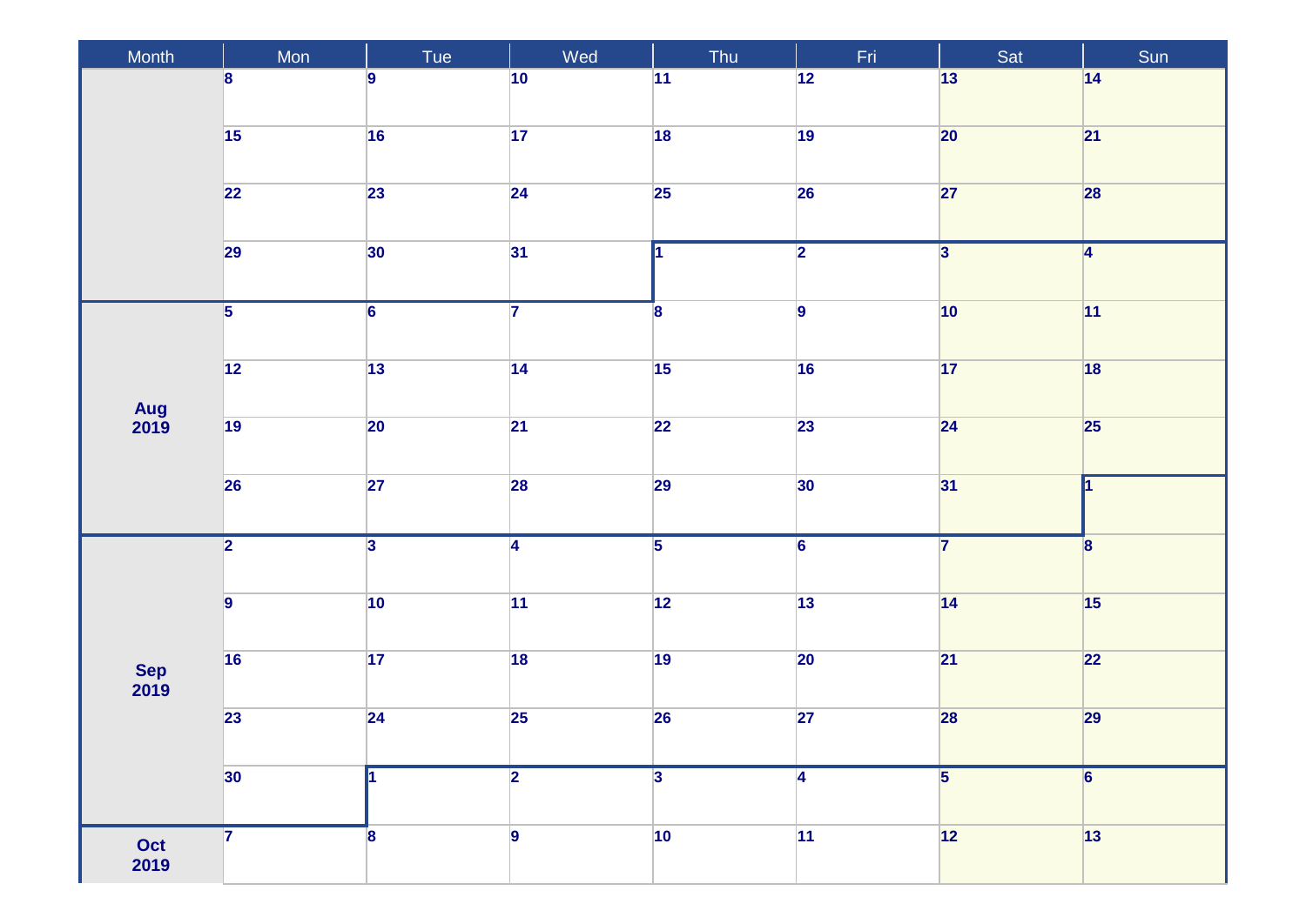| Month | Mon | Tue | Wed | Thu | Fri | Sat | Sun |
|---|---|---|---|---|---|---|---|
| | 8 | 9 | 10 | 11 | 12 | 13 | 14 |
| | 15 | 16 | 17 | 18 | 19 | 20 | 21 |
| | 22 | 23 | 24 | 25 | 26 | 27 | 28 |
| | 29 | 30 | 31 | 1 | 2 | 3 | 4 |
| Aug 2019 | 5 | 6 | 7 | 8 | 9 | 10 | 11 |
| | 12 | 13 | 14 | 15 | 16 | 17 | 18 |
| | 19 | 20 | 21 | 22 | 23 | 24 | 25 |
| | 26 | 27 | 28 | 29 | 30 | 31 | 1 |
| Sep 2019 | 2 | 3 | 4 | 5 | 6 | 7 | 8 |
| | 9 | 10 | 11 | 12 | 13 | 14 | 15 |
| | 16 | 17 | 18 | 19 | 20 | 21 | 22 |
| | 23 | 24 | 25 | 26 | 27 | 28 | 29 |
| | 30 | 1 | 2 | 3 | 4 | 5 | 6 |
| Oct 2019 | 7 | 8 | 9 | 10 | 11 | 12 | 13 |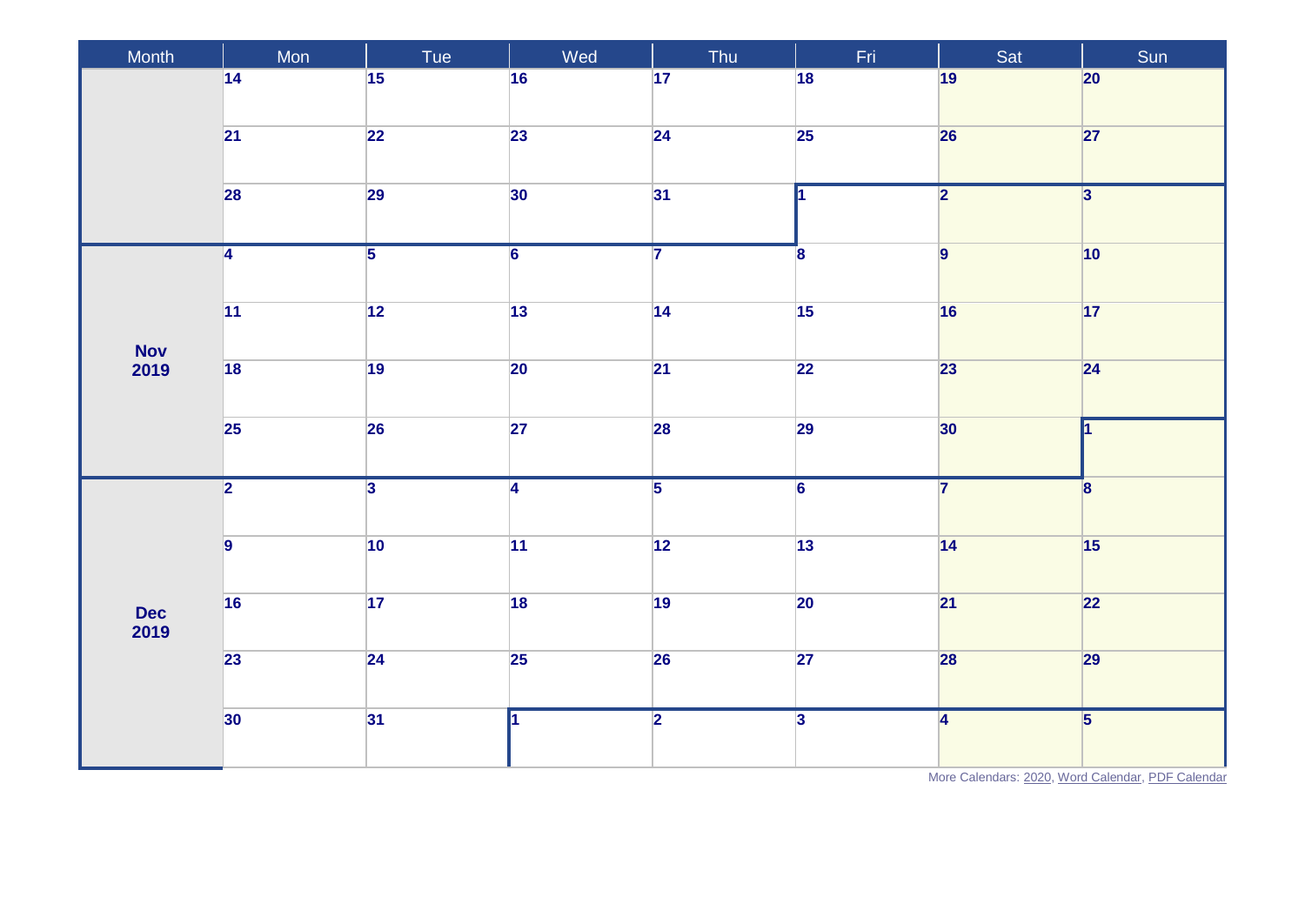| Month | Mon | Tue | Wed | Thu | Fri | Sat | Sun |
|---|---|---|---|---|---|---|---|
| | 14 | 15 | 16 | 17 | 18 | 19 | 20 |
| | 21 | 22 | 23 | 24 | 25 | 26 | 27 |
| | 28 | 29 | 30 | 31 | 1 | 2 | 3 |
| | 4 | 5 | 6 | 7 | 8 | 9 | 10 |
| | 11 | 12 | 13 | 14 | 15 | 16 | 17 |
| **Nov 2019** | 18 | 19 | 20 | 21 | 22 | 23 | 24 |
| | 25 | 26 | 27 | 28 | 29 | 30 | 1 |
| | 2 | 3 | 4 | 5 | 6 | 7 | 8 |
| | 9 | 10 | 11 | 12 | 13 | 14 | 15 |
| **Dec 2019** | 16 | 17 | 18 | 19 | 20 | 21 | 22 |
| | 23 | 24 | 25 | 26 | 27 | 28 | 29 |
| | 30 | 31 | 1 | 2 | 3 | 4 | 5 |

More Calendars: 2020, Word Calendar, PDF Calendar